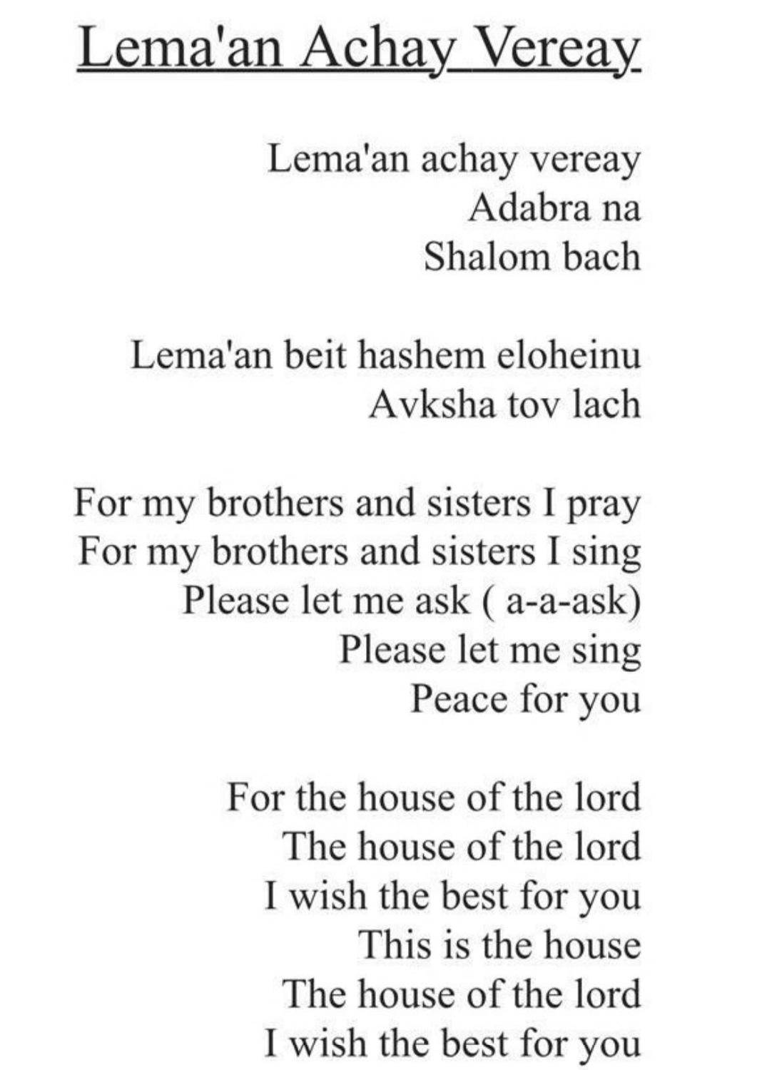# Lema'an Achay Vereay

Lema'an achay vereay
Adabra na
Shalom bach

Lema'an beit hashem eloheinu
Avksha tov lach

For my brothers and sisters I pray
For my brothers and sisters I sing
Please let me ask ( a-a-ask)
Please let me sing
Peace for you

For the house of the lord
The house of the lord
I wish the best for you
This is the house
The house of the lord
I wish the best for you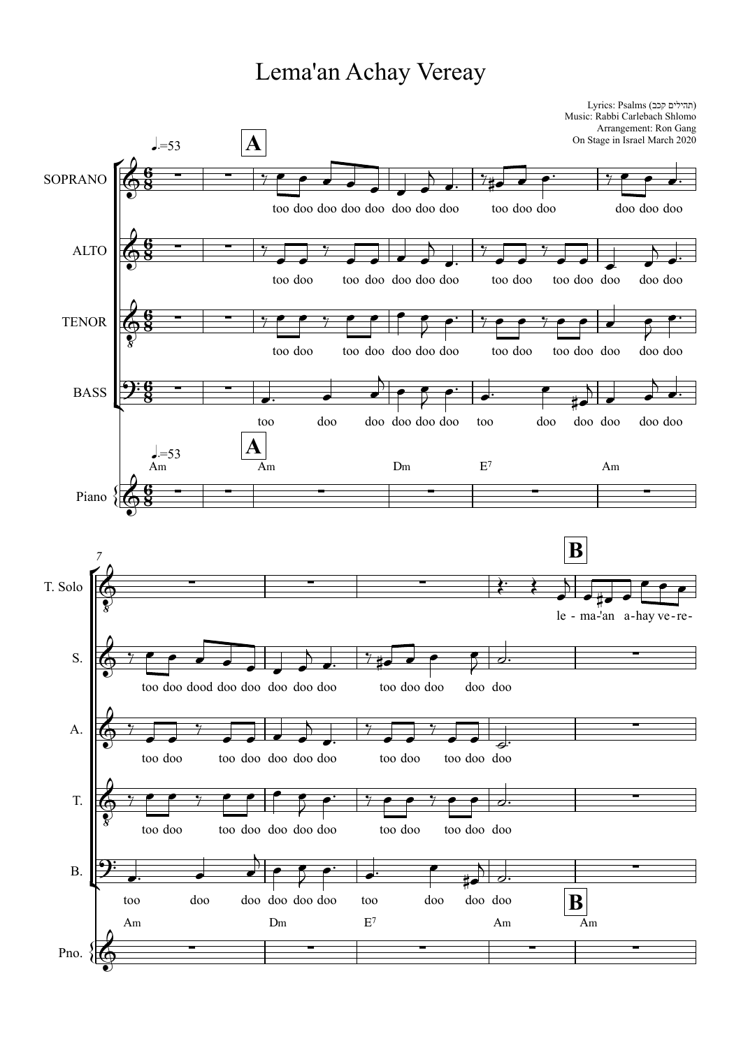# Lema'an Achay Vereay

Lyrics: Psalms (תהילים קכב)
Music: Rabbi Carlebach Shlomo
Arrangement: Ron Gang
On Stage in Israel March 2020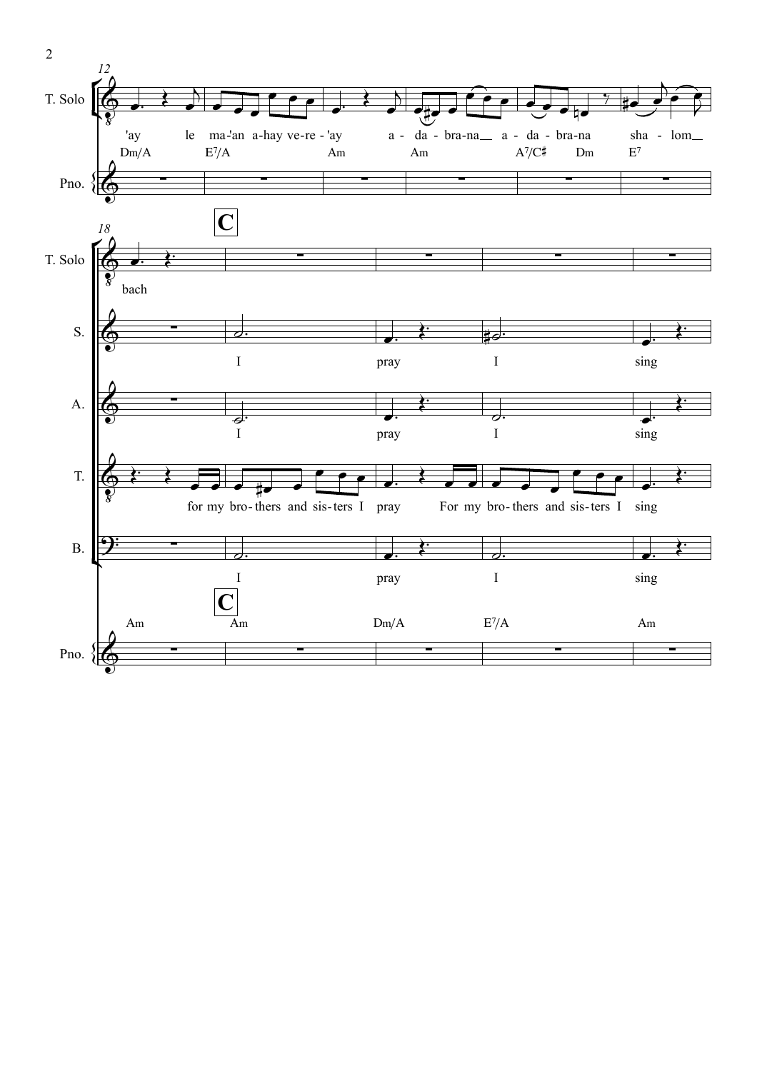T. Solo

'ay le ma-'an a-hay ve-re-'ay a-da-bra-na a-da-bra-na sha-lom

Dm/A E7/A Am Am A7/C♯ Dm E7

Pno.

**C**

T. Solo

bach

S.

I pray I sing

A.

I pray I sing

T.

for my bro-thers and sis-ters I pray For my bro-thers and sis-ters I sing

B.

I pray I sing

Am Am Dm/A E7/A Am

Pno.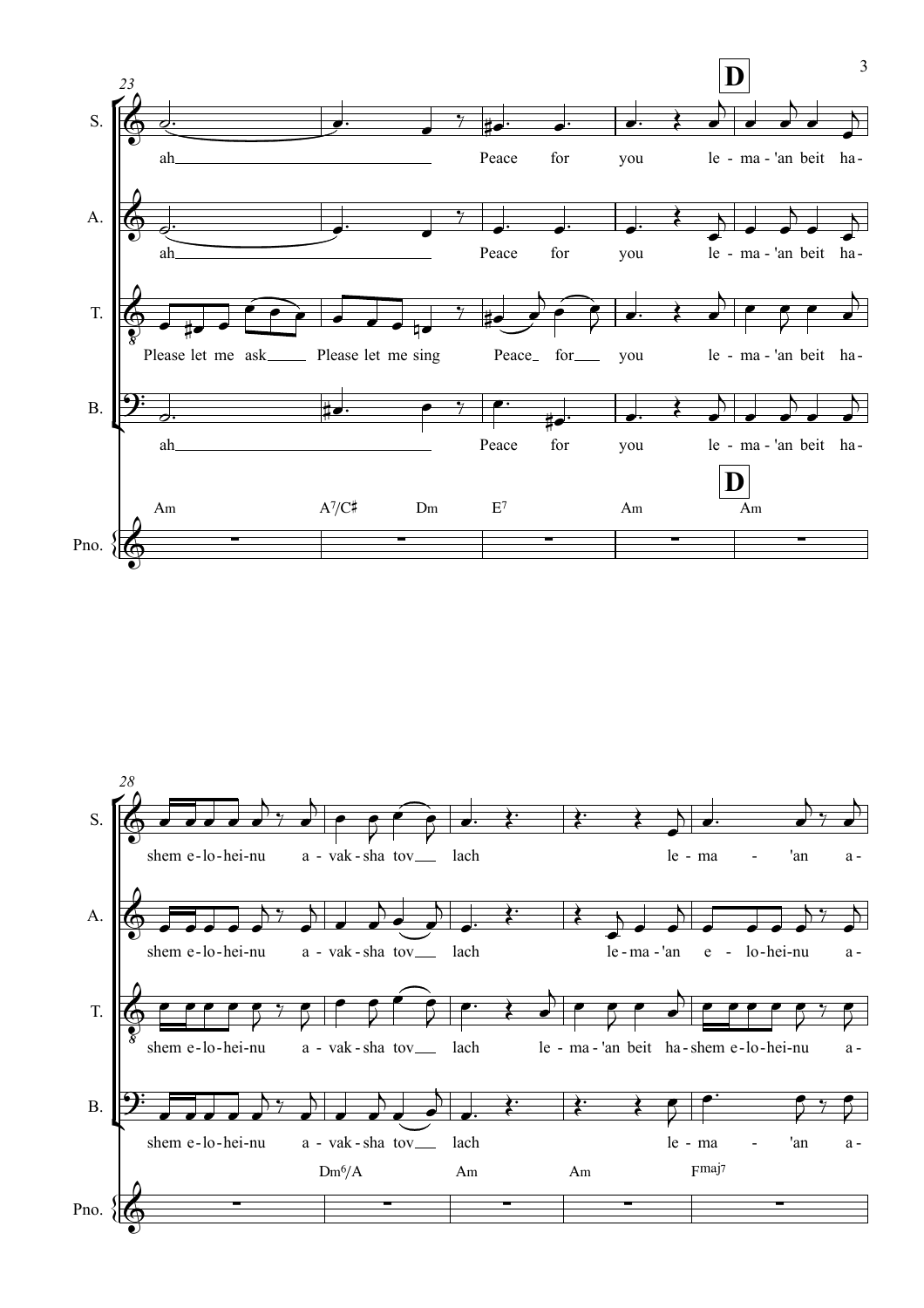**D**

S. ah Peace for you le - ma - 'an beit ha-

A. ah Peace for you le - ma - 'an beit ha-

T. Please let me ask Please let me sing Peace for you le - ma - 'an beit ha-

B. ah Peace for you le - ma - 'an beit ha-

Am A7/C♯ Dm E7 Am **D** Am

Pno.

S. shem e - lo - hei - nu a - vak - sha tov lach le - ma - 'an a-

A. shem e - lo - hei - nu a - vak - sha tov lach le - ma - 'an e - lo - hei - nu a-

T. shem e - lo - hei - nu a - vak - sha tov lach le - ma - 'an beit ha - shem e - lo - hei - nu a-

B. shem e - lo - hei - nu a - vak - sha tov lach le - ma - 'an a-

Dm6/A Am Am Fmaj7

Pno.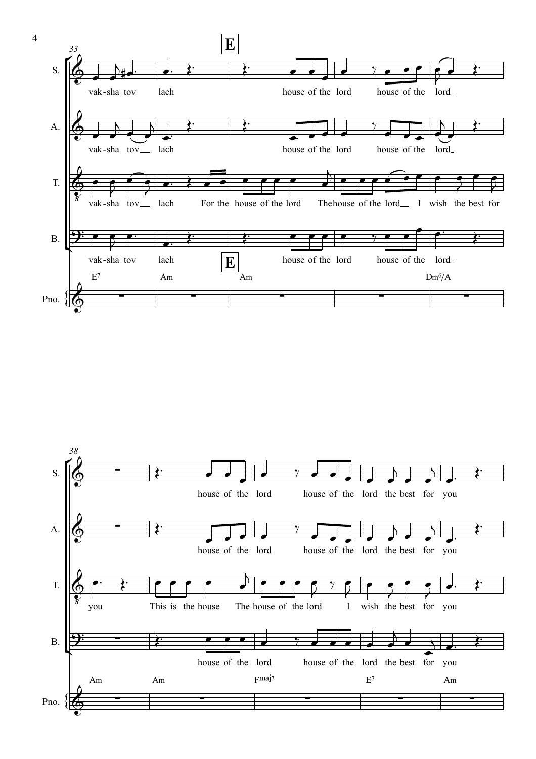**33**

**E**

S. vak-sha tov lach house of the lord house of the lord

A. vak-sha tov lach house of the lord house of the lord

T. vak-sha tov lach For the house of the lord The house of the lord I wish the best for

B. vak-sha tov lach house of the lord house of the lord

E[7] Am Am Dm[6]/A

Pno.

**38**

S. house of the lord house of the lord the best for you

A. house of the lord house of the lord the best for you

T. you This is the house The house of the lord I wish the best for you

B. house of the lord house of the lord the best for you

Am Am Fmaj7 E[7] Am

Pno.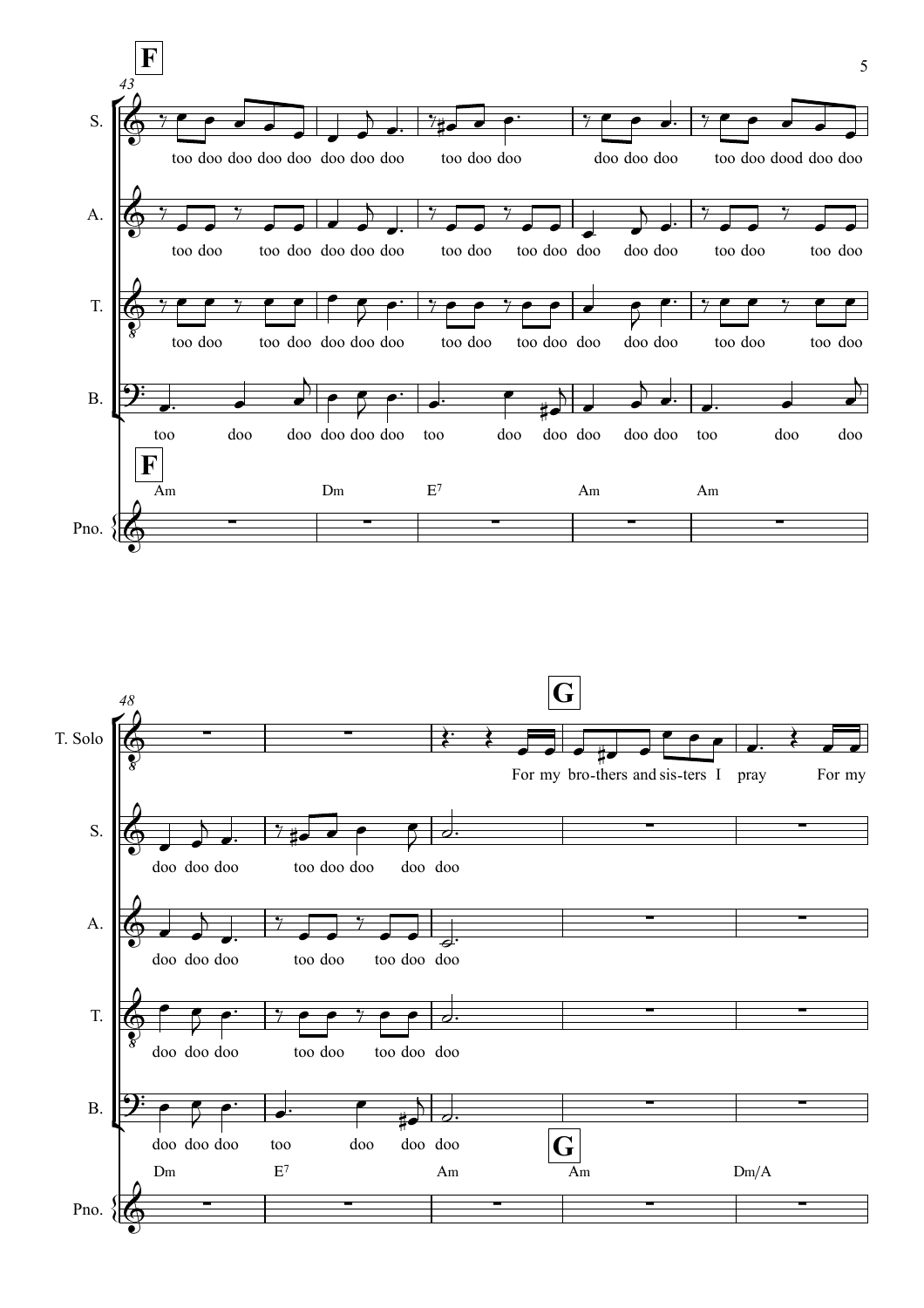**F**

43

S.: too doo doo doo doo doo doo doo too doo doo doo doo doo too doo dood doo doo

A.: too doo too doo doo doo doo too doo too doo doo doo doo too doo too doo

T.: too doo too doo doo doo doo too doo too doo doo doo doo too doo too doo

B.: too doo doo doo doo doo too doo doo doo doo doo too doo doo

**F**

Pno.: Am | Dm | E7 | Am | Am

48

T. Solo: For my bro-thers and sis-ters I pray For my

**G**

S.: doo doo doo too doo doo doo doo

A.: doo doo doo too doo too doo doo

T.: doo doo doo too doo too doo doo

B.: doo doo doo too doo doo doo

**G**

Pno.: Dm | E7 | Am | Am | Dm/A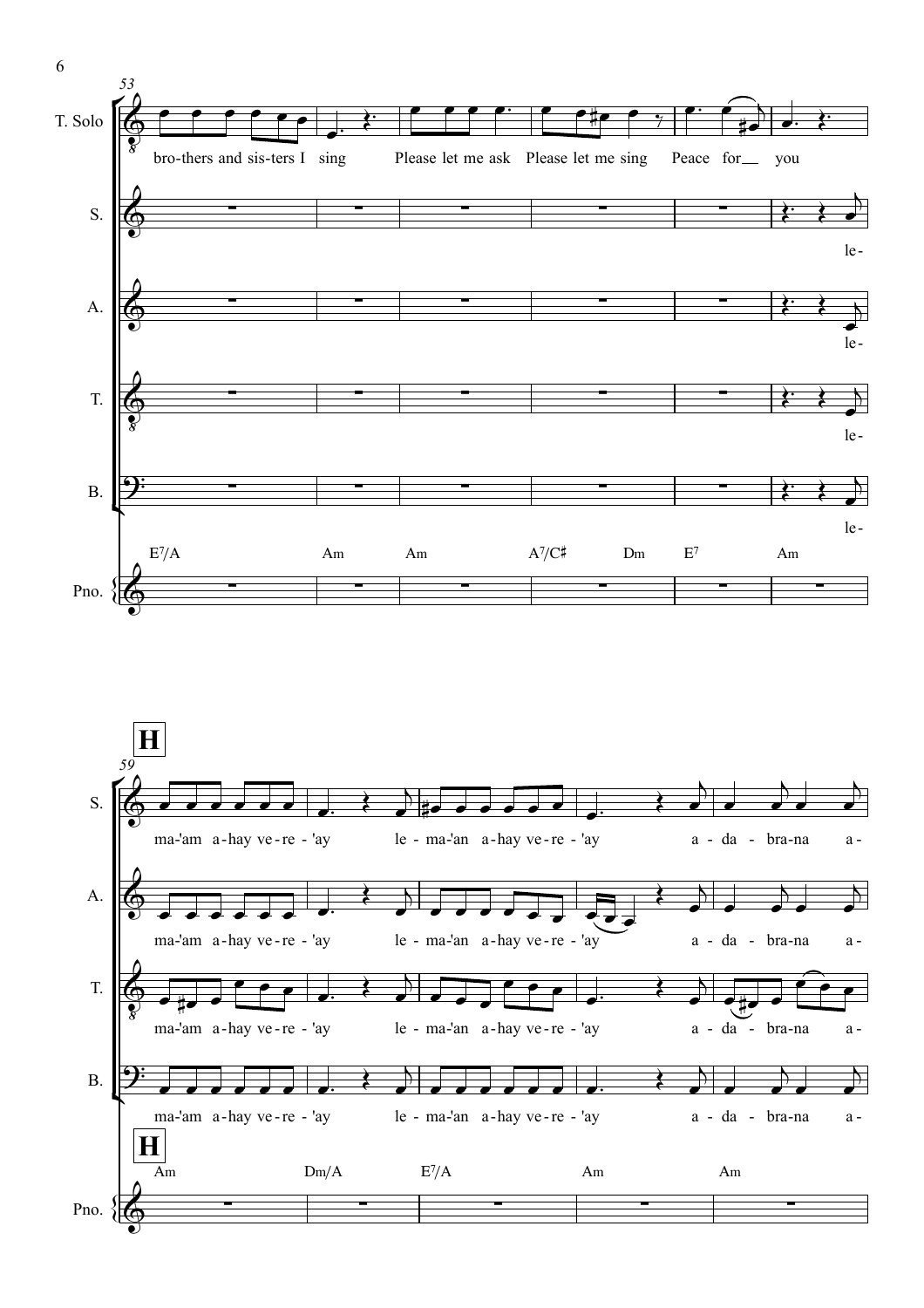**T. Solo:** bro-thers and sis-ters I sing Please let me ask Please let me sing Peace for ___ you

**S.:** le-

**A.:** le-

**T.:** le-

**B.:** le-

**Pno.:** E7/A Am Am A7/C♯ Dm E7 Am

## H

**S.:** ma-'am a-hay ve-re-'ay le-ma-'an a-hay ve-re-'ay a-da-bra-na a-

**A.:** ma-'am a-hay ve-re-'ay le-ma-'an a-hay ve-re-'ay a-da-bra-na a-

**T.:** ma-'am a-hay ve-re-'ay le-ma-'an a-hay ve-re-'ay a-da-bra-na a-

**B.:** ma-'am a-hay ve-re-'ay le-ma-'an a-hay ve-re-'ay a-da-bra-na a-

**Pno.:** Am Dm/A E7/A Am Am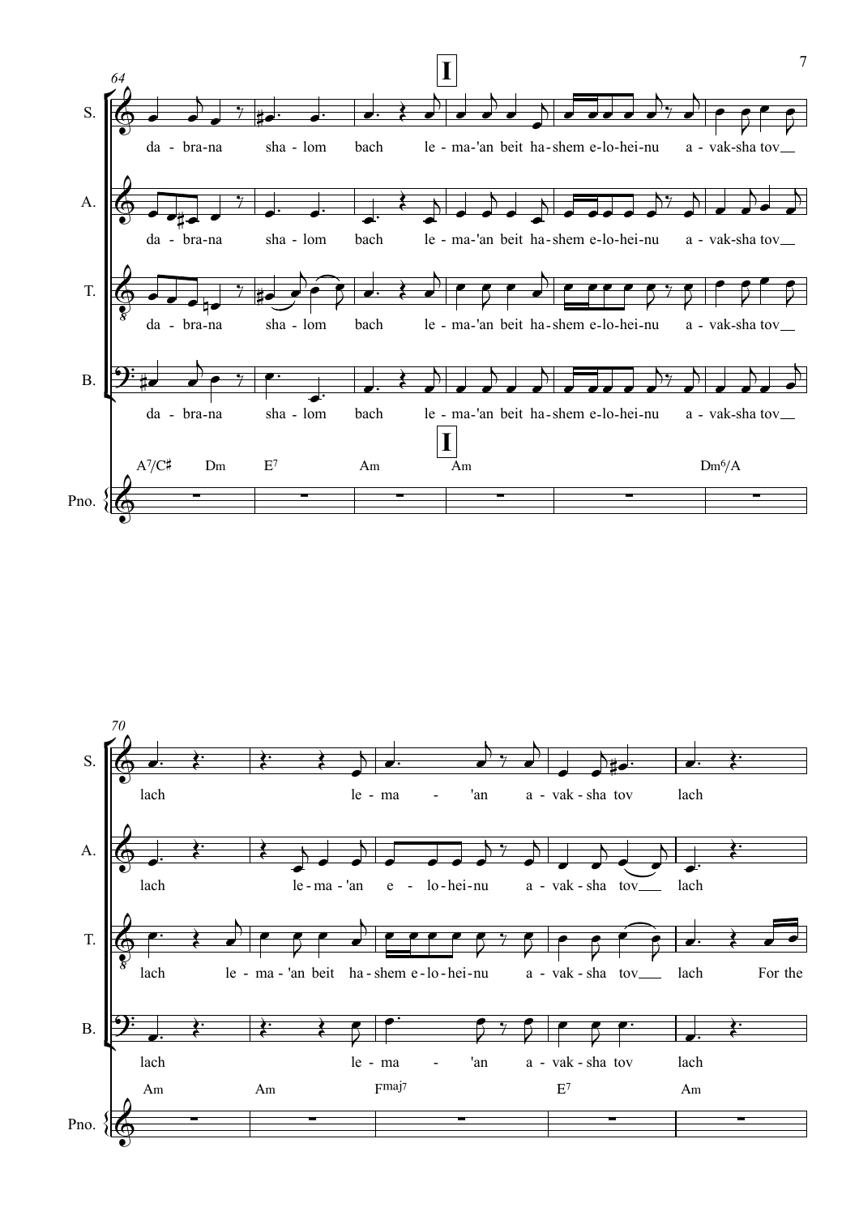**I**

S.: da - bra-na sha - lom bach le - ma-'an beit ha-shem e-lo-hei-nu a - vak-sha tov

A.: da - bra-na sha - lom bach le - ma-'an beit ha-shem e-lo-hei-nu a - vak-sha tov

T.: da - bra-na sha - lom bach le - ma-'an beit ha-shem e-lo-hei-nu a - vak-sha tov

B.: da - bra-na sha - lom bach le - ma-'an beit ha-shem e-lo-hei-nu a - vak-sha tov

Pno.: A7/C♯ Dm E7 Am **I** Am Dm6/A

S.: lach le - ma - 'an a - vak - sha tov lach

A.: lach le - ma - 'an e - lo - hei - nu a - vak - sha tov lach

T.: lach le - ma - 'an beit ha - shem e - lo - hei - nu a - vak - sha tov lach For the

B.: lach le - ma - 'an a - vak - sha tov lach

Pno.: Am Am Fmaj7 E7 Am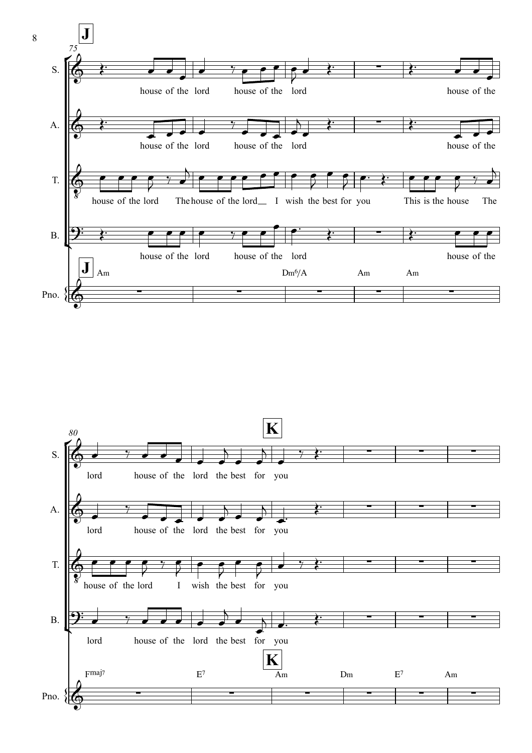**J**

75

S. house of the lord house of the lord house of the

A. house of the lord house of the lord house of the

T. house of the lord The house of the lord I wish the best for you This is the house The

B. house of the lord house of the lord house of the

Pno. Am Dm6/A Am Am

80

**K**

S. lord house of the lord the best for you

A. lord house of the lord the best for you

T. house of the lord I wish the best for you

B. lord house of the lord the best for you

Pno. Fmaj7 E7 Am Dm E7 Am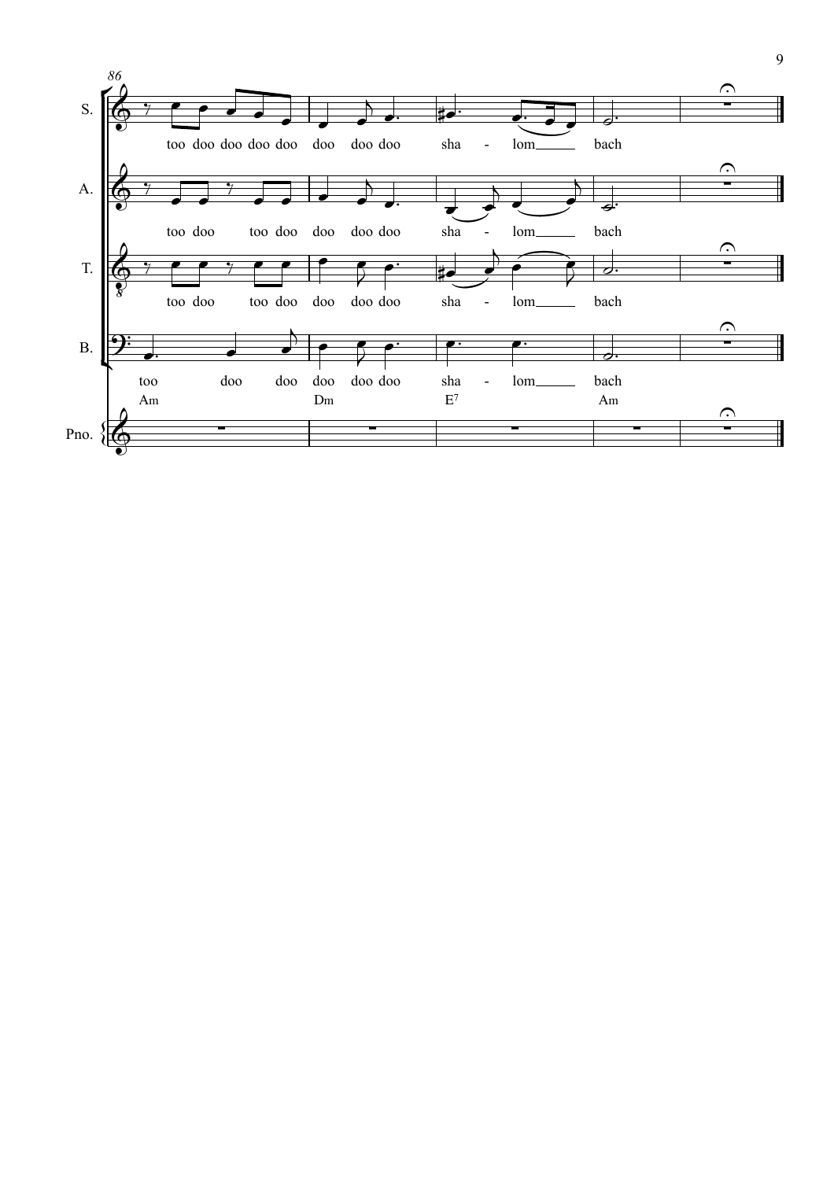86

S. too doo doo doo doo doo doo doo sha - lom bach

A. too doo too doo doo doo doo sha - lom bach

T. too doo too doo doo doo doo sha - lom bach

B. too doo doo doo doo doo sha - lom bach

Am Dm $E^7$ Am

Pno.